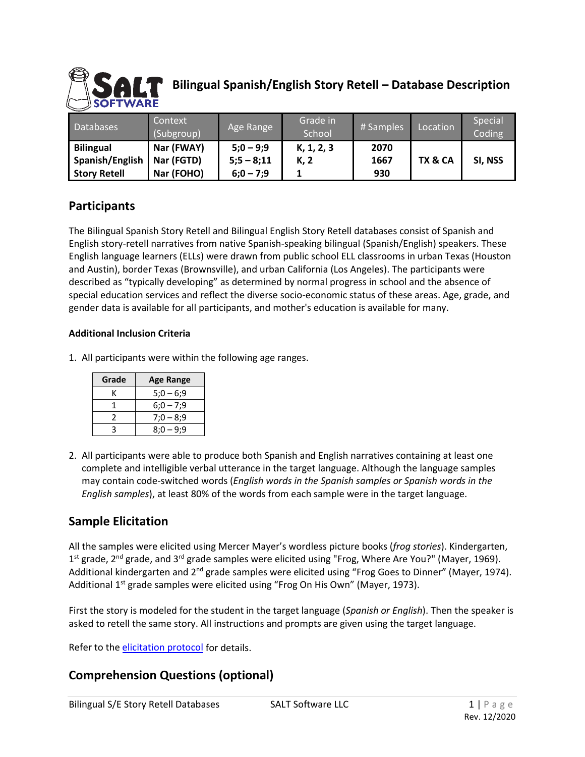# Bilingual Spanish/English Story Retell – Database Description

| Databases | Context (Subgroup) | Age Range | Grade in School | # Samples | Location | Special Coding |
|---|---|---|---|---|---|---|
| **Bilingual Spanish/English Story Retell** | **Nar (FWAY)** | **5;0 – 9;9** | **K, 1, 2, 3** | **2070** | **TX & CA** | **SI, NSS** |
| | **Nar (FGTD)** | **5;5 – 8;11** | **K, 2** | **1667** | | |
| | **Nar (FOHO)** | **6;0 – 7;9** | **1** | **930** | | |

## Participants

The Bilingual Spanish Story Retell and Bilingual English Story Retell databases consist of Spanish and English story-retell narratives from native Spanish-speaking bilingual (Spanish/English) speakers. These English language learners (ELLs) were drawn from public school ELL classrooms in urban Texas (Houston and Austin), border Texas (Brownsville), and urban California (Los Angeles). The participants were described as "typically developing" as determined by normal progress in school and the absence of special education services and reflect the diverse socio-economic status of these areas. Age, grade, and gender data is available for all participants, and mother's education is available for many.

### Additional Inclusion Criteria

1. All participants were within the following age ranges.

| Grade | Age Range |
|---|---|
| K | 5;0 – 6;9 |
| 1 | 6;0 – 7;9 |
| 2 | 7;0 – 8;9 |
| 3 | 8;0 – 9;9 |

2. All participants were able to produce both Spanish and English narratives containing at least one complete and intelligible verbal utterance in the target language. Although the language samples may contain code-switched words (*English words in the Spanish samples or Spanish words in the English samples*), at least 80% of the words from each sample were in the target language.

## Sample Elicitation

All the samples were elicited using Mercer Mayer's wordless picture books (*frog stories*). Kindergarten, 1st grade, 2nd grade, and 3rd grade samples were elicited using "Frog, Where Are You?" (Mayer, 1969). Additional kindergarten and 2nd grade samples were elicited using "Frog Goes to Dinner" (Mayer, 1974). Additional 1st grade samples were elicited using "Frog On His Own" (Mayer, 1973).

First the story is modeled for the student in the target language (*Spanish or English*). Then the speaker is asked to retell the same story. All instructions and prompts are given using the target language.

Refer to the elicitation protocol for details.

## Comprehension Questions (optional)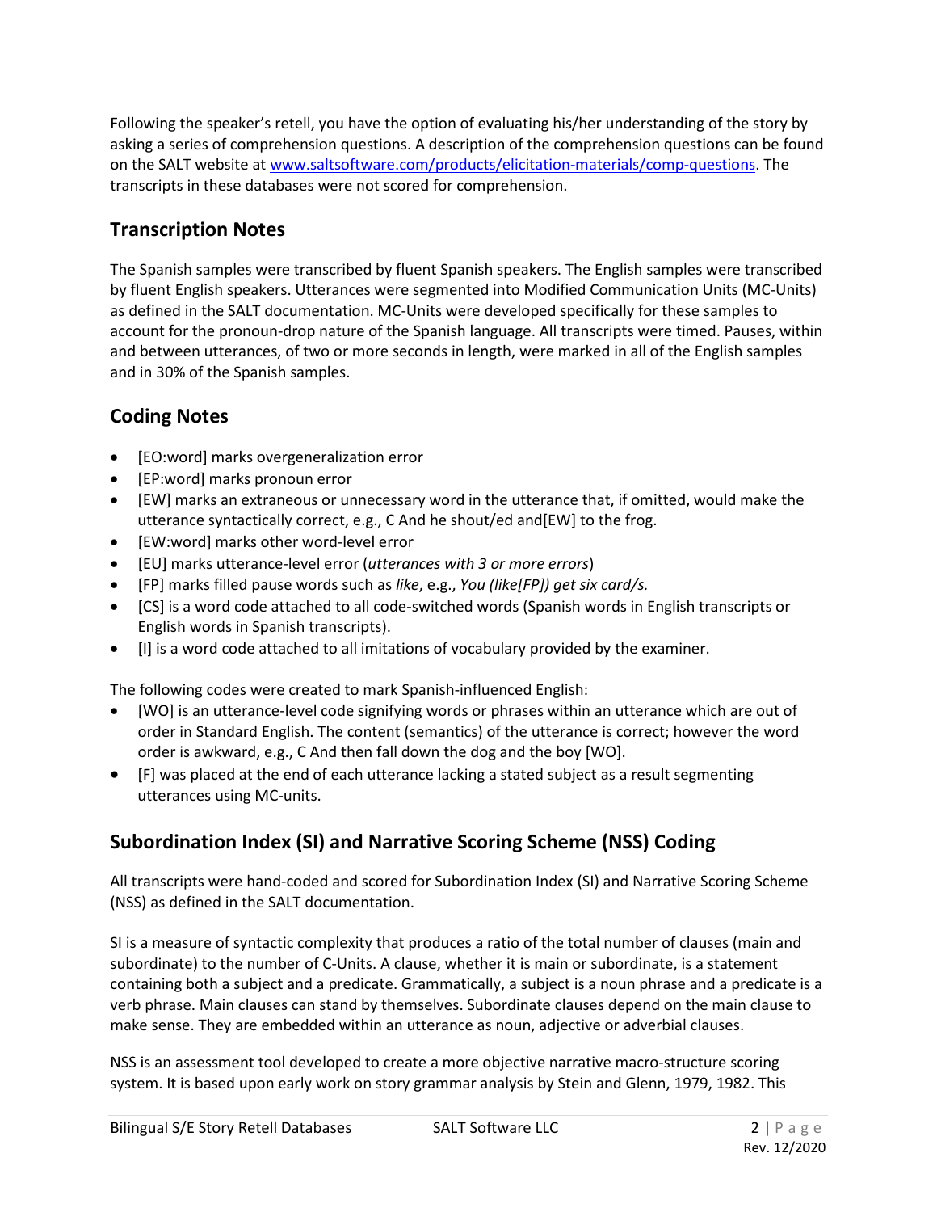Following the speaker's retell, you have the option of evaluating his/her understanding of the story by asking a series of comprehension questions. A description of the comprehension questions can be found on the SALT website at [www.saltsoftware.com/products/elicitation-materials/comp-questions](www.saltsoftware.com/products/elicitation-materials/comp-questions). The transcripts in these databases were not scored for comprehension.

## Transcription Notes

The Spanish samples were transcribed by fluent Spanish speakers. The English samples were transcribed by fluent English speakers. Utterances were segmented into Modified Communication Units (MC-Units) as defined in the SALT documentation. MC-Units were developed specifically for these samples to account for the pronoun-drop nature of the Spanish language. All transcripts were timed. Pauses, within and between utterances, of two or more seconds in length, were marked in all of the English samples and in 30% of the Spanish samples.

## Coding Notes

- [EO:word] marks overgeneralization error
- [EP:word] marks pronoun error
- [EW] marks an extraneous or unnecessary word in the utterance that, if omitted, would make the utterance syntactically correct, e.g., C And he shout/ed and[EW] to the frog.
- [EW:word] marks other word-level error
- [EU] marks utterance-level error (*utterances with 3 or more errors*)
- [FP] marks filled pause words such as *like*, e.g., *You (like[FP]) get six card/s.*
- [CS] is a word code attached to all code-switched words (Spanish words in English transcripts or English words in Spanish transcripts).
- [I] is a word code attached to all imitations of vocabulary provided by the examiner.

The following codes were created to mark Spanish-influenced English:

- [WO] is an utterance-level code signifying words or phrases within an utterance which are out of order in Standard English. The content (semantics) of the utterance is correct; however the word order is awkward, e.g., C And then fall down the dog and the boy [WO].
- [F] was placed at the end of each utterance lacking a stated subject as a result segmenting utterances using MC-units.

## Subordination Index (SI) and Narrative Scoring Scheme (NSS) Coding

All transcripts were hand-coded and scored for Subordination Index (SI) and Narrative Scoring Scheme (NSS) as defined in the SALT documentation.

SI is a measure of syntactic complexity that produces a ratio of the total number of clauses (main and subordinate) to the number of C-Units. A clause, whether it is main or subordinate, is a statement containing both a subject and a predicate. Grammatically, a subject is a noun phrase and a predicate is a verb phrase. Main clauses can stand by themselves. Subordinate clauses depend on the main clause to make sense. They are embedded within an utterance as noun, adjective or adverbial clauses.

NSS is an assessment tool developed to create a more objective narrative macro-structure scoring system. It is based upon early work on story grammar analysis by Stein and Glenn, 1979, 1982. This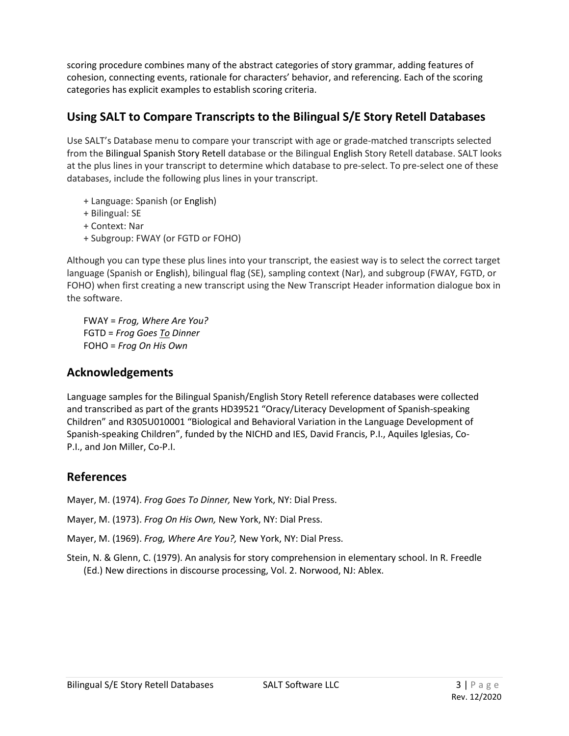scoring procedure combines many of the abstract categories of story grammar, adding features of cohesion, connecting events, rationale for characters' behavior, and referencing. Each of the scoring categories has explicit examples to establish scoring criteria.

## Using SALT to Compare Transcripts to the Bilingual S/E Story Retell Databases

Use SALT's Database menu to compare your transcript with age or grade-matched transcripts selected from the Bilingual Spanish Story Retell database or the Bilingual English Story Retell database. SALT looks at the plus lines in your transcript to determine which database to pre-select. To pre-select one of these databases, include the following plus lines in your transcript.

+ Language: Spanish (or English)
+ Bilingual: SE
+ Context: Nar
+ Subgroup: FWAY (or FGTD or FOHO)

Although you can type these plus lines into your transcript, the easiest way is to select the correct target language (Spanish or English), bilingual flag (SE), sampling context (Nar), and subgroup (FWAY, FGTD, or FOHO) when first creating a new transcript using the New Transcript Header information dialogue box in the software.

FWAY = *Frog, Where Are You?*
FGTD = *Frog Goes <u>To</u> Dinner*
FOHO = *Frog On His Own*

## Acknowledgements

Language samples for the Bilingual Spanish/English Story Retell reference databases were collected and transcribed as part of the grants HD39521 "Oracy/Literacy Development of Spanish-speaking Children" and R305U010001 "Biological and Behavioral Variation in the Language Development of Spanish-speaking Children", funded by the NICHD and IES, David Francis, P.I., Aquiles Iglesias, Co-P.I., and Jon Miller, Co-P.I.

## References

Mayer, M. (1974). *Frog Goes To Dinner,* New York, NY: Dial Press.

Mayer, M. (1973). *Frog On His Own,* New York, NY: Dial Press.

Mayer, M. (1969). *Frog, Where Are You?,* New York, NY: Dial Press.

Stein, N. & Glenn, C. (1979). An analysis for story comprehension in elementary school. In R. Freedle (Ed.) New directions in discourse processing, Vol. 2. Norwood, NJ: Ablex.